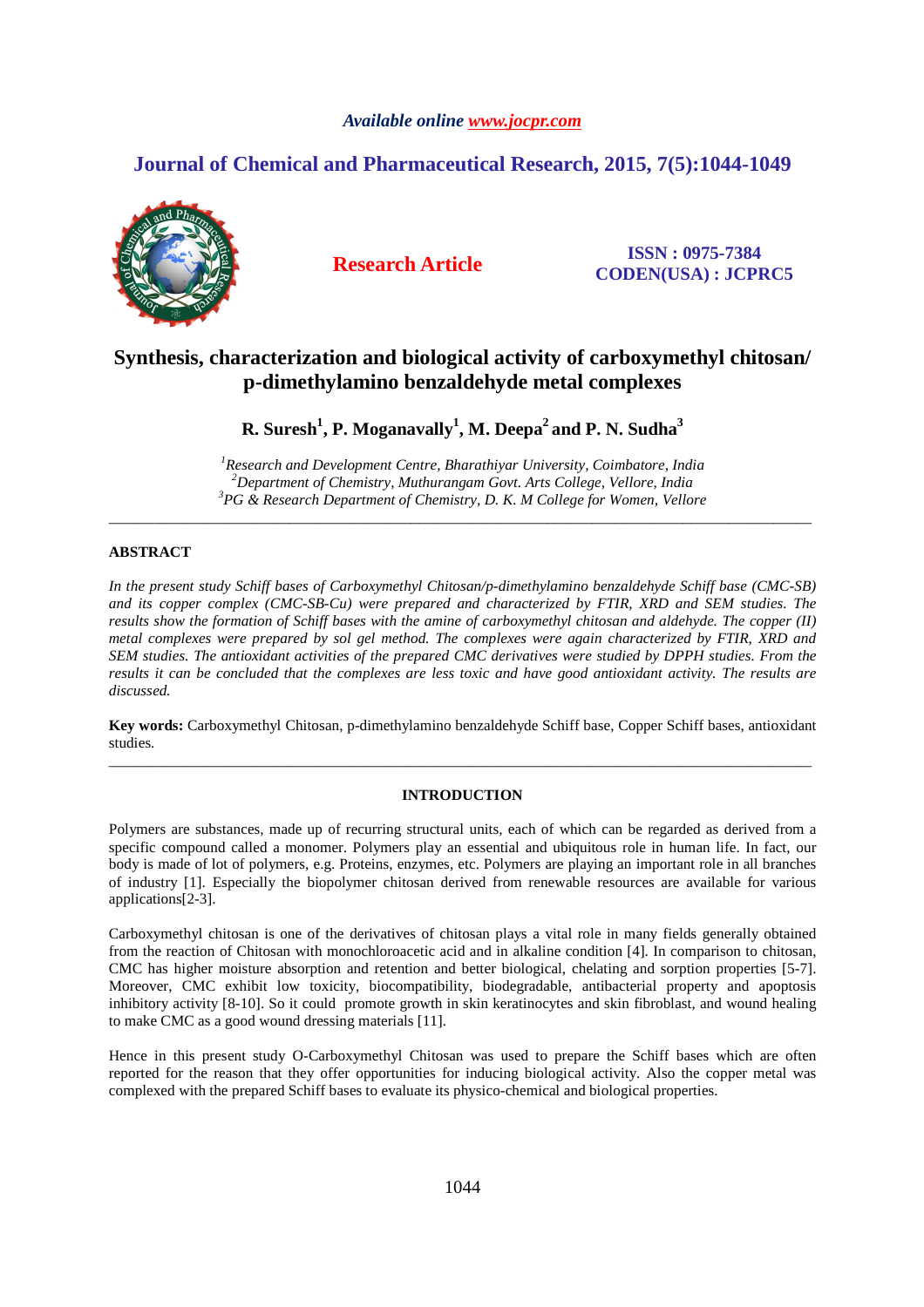Available online www.jocpr.com

# Journal of Chemical and Pharmaceutical Research, 2015, 7(5):1044-1049

**Research Article**

**ISSN : 0975-7384**
**CODEN(USA) : JCPRC5**

# Synthesis, characterization and biological activity of carboxymethyl chitosan/ p-dimethylamino benzaldehyde metal complexes

**R. Suresh[1], P. Moganavally[1], M. Deepa[2] and P. N. Sudha[3]**

*[1]Research and Development Centre, Bharathiyar University, Coimbatore, India*
*[2]Department of Chemistry, Muthurangam Govt. Arts College, Vellore, India*
*[3]PG & Research Department of Chemistry, D. K. M College for Women, Vellore*

---

## ABSTRACT

*In the present study Schiff bases of Carboxymethyl Chitosan/p-dimethylamino benzaldehyde Schiff base (CMC-SB) and its copper complex (CMC-SB-Cu) were prepared and characterized by FTIR, XRD and SEM studies. The results show the formation of Schiff bases with the amine of carboxymethyl chitosan and aldehyde. The copper (II) metal complexes were prepared by sol gel method. The complexes were again characterized by FTIR, XRD and SEM studies. The antioxidant activities of the prepared CMC derivatives were studied by DPPH studies. From the results it can be concluded that the complexes are less toxic and have good antioxidant activity. The results are discussed.*

**Key words:** Carboxymethyl Chitosan, p-dimethylamino benzaldehyde Schiff base, Copper Schiff bases, antioxidant studies.

---

## INTRODUCTION

Polymers are substances, made up of recurring structural units, each of which can be regarded as derived from a specific compound called a monomer. Polymers play an essential and ubiquitous role in human life. In fact, our body is made of lot of polymers, e.g. Proteins, enzymes, etc. Polymers are playing an important role in all branches of industry [1]. Especially the biopolymer chitosan derived from renewable resources are available for various applications[2-3].

Carboxymethyl chitosan is one of the derivatives of chitosan plays a vital role in many fields generally obtained from the reaction of Chitosan with monochloroacetic acid and in alkaline condition [4]. In comparison to chitosan, CMC has higher moisture absorption and retention and better biological, chelating and sorption properties [5-7]. Moreover, CMC exhibit low toxicity, biocompatibility, biodegradable, antibacterial property and apoptosis inhibitory activity [8-10]. So it could promote growth in skin keratinocytes and skin fibroblast, and wound healing to make CMC as a good wound dressing materials [11].

Hence in this present study O-Carboxymethyl Chitosan was used to prepare the Schiff bases which are often reported for the reason that they offer opportunities for inducing biological activity. Also the copper metal was complexed with the prepared Schiff bases to evaluate its physico-chemical and biological properties.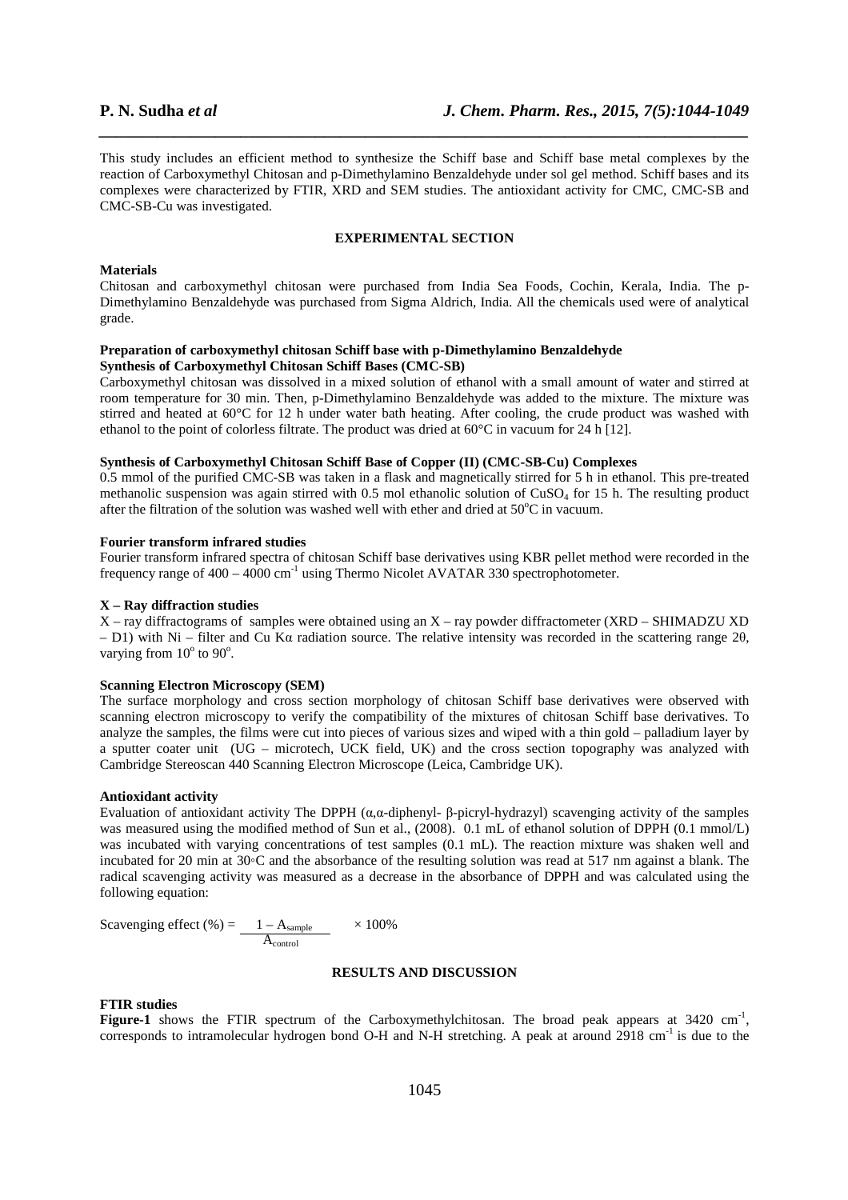This study includes an efficient method to synthesize the Schiff base and Schiff base metal complexes by the reaction of Carboxymethyl Chitosan and p-Dimethylamino Benzaldehyde under sol gel method. Schiff bases and its complexes were characterized by FTIR, XRD and SEM studies. The antioxidant activity for CMC, CMC-SB and CMC-SB-Cu was investigated.

## EXPERIMENTAL SECTION

### Materials

Chitosan and carboxymethyl chitosan were purchased from India Sea Foods, Cochin, Kerala, India. The p-Dimethylamino Benzaldehyde was purchased from Sigma Aldrich, India. All the chemicals used were of analytical grade.

### Preparation of carboxymethyl chitosan Schiff base with p-Dimethylamino Benzaldehyde

### Synthesis of Carboxymethyl Chitosan Schiff Bases (CMC-SB)

Carboxymethyl chitosan was dissolved in a mixed solution of ethanol with a small amount of water and stirred at room temperature for 30 min. Then, p-Dimethylamino Benzaldehyde was added to the mixture. The mixture was stirred and heated at 60°C for 12 h under water bath heating. After cooling, the crude product was washed with ethanol to the point of colorless filtrate. The product was dried at 60°C in vacuum for 24 h [12].

### Synthesis of Carboxymethyl Chitosan Schiff Base of Copper (II) (CMC-SB-Cu) Complexes

0.5 mmol of the purified CMC-SB was taken in a flask and magnetically stirred for 5 h in ethanol. This pre-treated methanolic suspension was again stirred with 0.5 mol ethanolic solution of $CuSO_4$ for 15 h. The resulting product after the filtration of the solution was washed well with ether and dried at 50°C in vacuum.

### Fourier transform infrared studies

Fourier transform infrared spectra of chitosan Schiff base derivatives using KBR pellet method were recorded in the frequency range of 400 – 4000 $cm^{-1}$ using Thermo Nicolet AVATAR 330 spectrophotometer.

### X – Ray diffraction studies

X – ray diffractograms of samples were obtained using an X – ray powder diffractometer (XRD – SHIMADZU XD – D1) with Ni – filter and Cu Kα radiation source. The relative intensity was recorded in the scattering range 2θ, varying from 10° to 90°.

### Scanning Electron Microscopy (SEM)

The surface morphology and cross section morphology of chitosan Schiff base derivatives were observed with scanning electron microscopy to verify the compatibility of the mixtures of chitosan Schiff base derivatives. To analyze the samples, the films were cut into pieces of various sizes and wiped with a thin gold – palladium layer by a sputter coater unit (UG – microtech, UCK field, UK) and the cross section topography was analyzed with Cambridge Stereoscan 440 Scanning Electron Microscope (Leica, Cambridge UK).

### Antioxidant activity

Evaluation of antioxidant activity The DPPH (α,α-diphenyl- β-picryl-hydrazyl) scavenging activity of the samples was measured using the modified method of Sun et al., (2008). 0.1 mL of ethanol solution of DPPH (0.1 mmol/L) was incubated with varying concentrations of test samples (0.1 mL). The reaction mixture was shaken well and incubated for 20 min at 30◦C and the absorbance of the resulting solution was read at 517 nm against a blank. The radical scavenging activity was measured as a decrease in the absorbance of DPPH and was calculated using the following equation:

$$\text{Scavenging effect (\%)} = \frac{1 - A_{sample}}{A_{control}} \times 100\%$$

## RESULTS AND DISCUSSION

### FTIR studies

**Figure-1** shows the FTIR spectrum of the Carboxymethylchitosan. The broad peak appears at 3420 $cm^{-1}$, corresponds to intramolecular hydrogen bond O-H and N-H stretching. A peak at around 2918 $cm^{-1}$ is due to the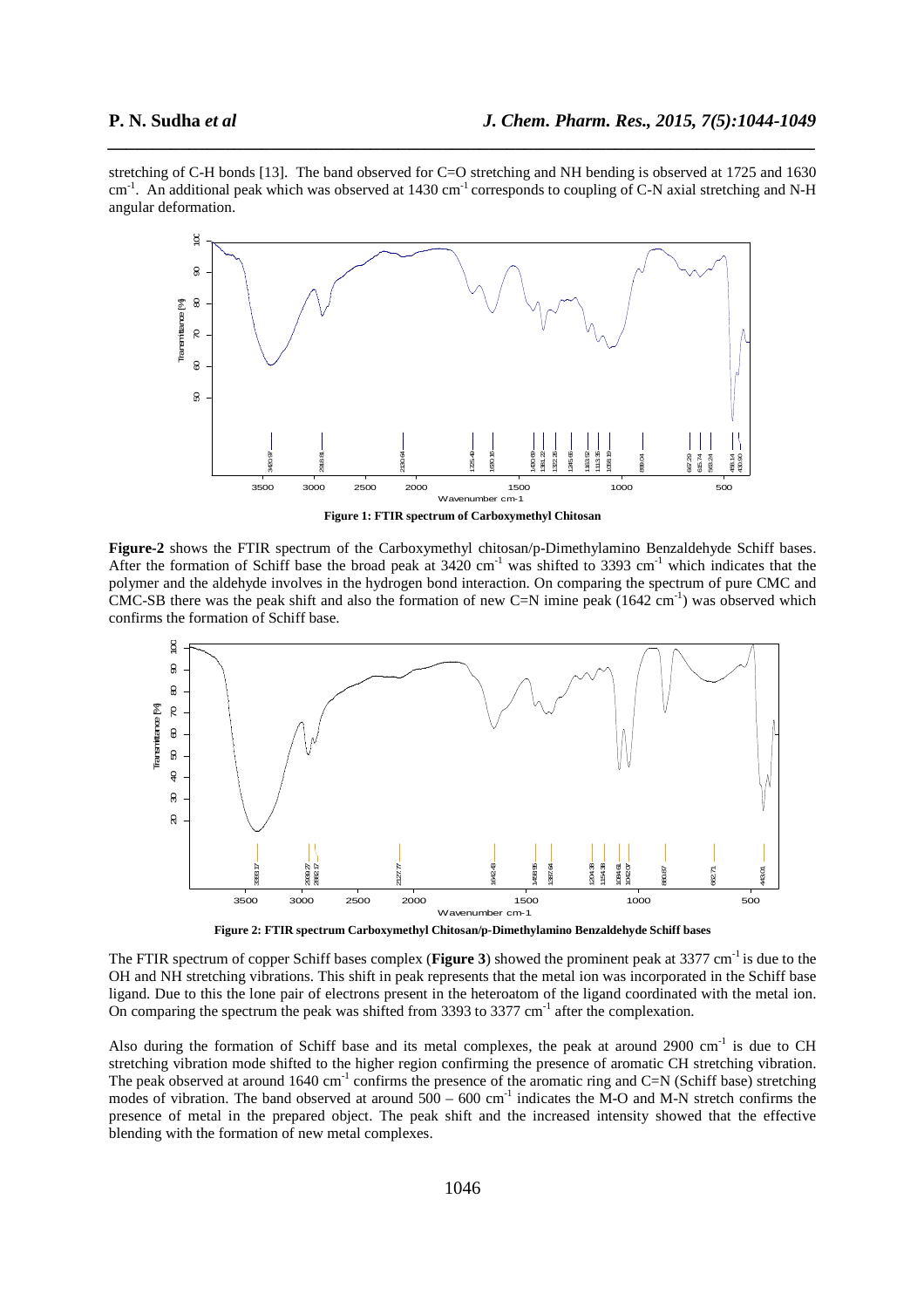stretching of C-H bonds [13]. The band observed for C=O stretching and NH bending is observed at 1725 and 1630 $cm^{-1}$. An additional peak which was observed at 1430 $cm^{-1}$ corresponds to coupling of C-N axial stretching and N-H angular deformation.

**Figure 1: FTIR spectrum of Carboxymethyl Chitosan**

**Figure-2** shows the FTIR spectrum of the Carboxymethyl chitosan/p-Dimethylamino Benzaldehyde Schiff bases. After the formation of Schiff base the broad peak at 3420 $cm^{-1}$ was shifted to 3393 $cm^{-1}$ which indicates that the polymer and the aldehyde involves in the hydrogen bond interaction. On comparing the spectrum of pure CMC and CMC-SB there was the peak shift and also the formation of new C=N imine peak (1642 $cm^{-1}$) was observed which confirms the formation of Schiff base.

**Figure 2: FTIR spectrum Carboxymethyl Chitosan/p-Dimethylamino Benzaldehyde Schiff bases**

The FTIR spectrum of copper Schiff bases complex (**Figure 3**) showed the prominent peak at 3377 $cm^{-1}$ is due to the OH and NH stretching vibrations. This shift in peak represents that the metal ion was incorporated in the Schiff base ligand. Due to this the lone pair of electrons present in the heteroatom of the ligand coordinated with the metal ion. On comparing the spectrum the peak was shifted from 3393 to 3377 $cm^{-1}$ after the complexation.

Also during the formation of Schiff base and its metal complexes, the peak at around 2900 $cm^{-1}$ is due to CH stretching vibration mode shifted to the higher region confirming the presence of aromatic CH stretching vibration. The peak observed at around 1640 $cm^{-1}$ confirms the presence of the aromatic ring and C=N (Schiff base) stretching modes of vibration. The band observed at around 500 – 600 $cm^{-1}$ indicates the M-O and M-N stretch confirms the presence of metal in the prepared object. The peak shift and the increased intensity showed that the effective blending with the formation of new metal complexes.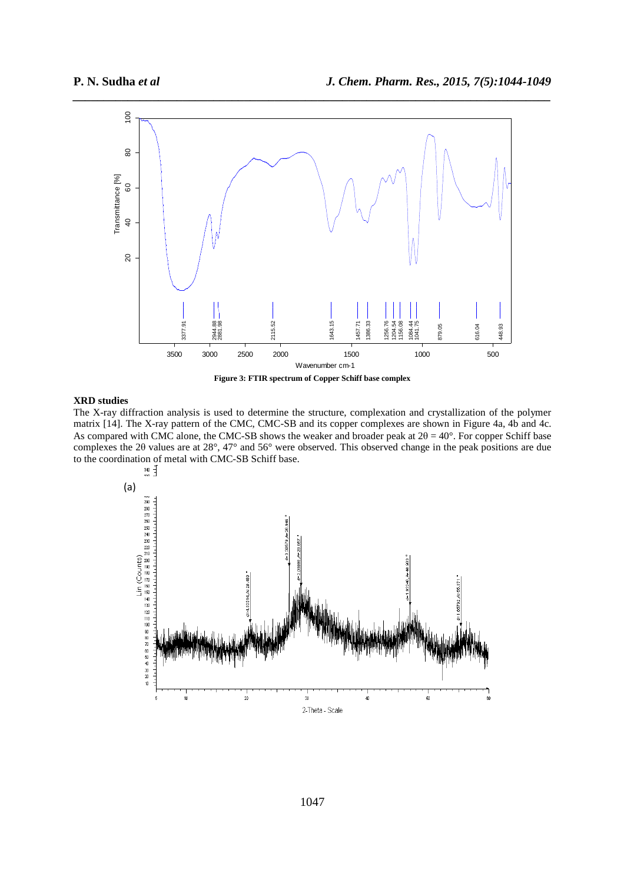Figure 3: FTIR spectrum of Copper Schiff base complex

### XRD studies

The X-ray diffraction analysis is used to determine the structure, complexation and crystallization of the polymer matrix [14]. The X-ray pattern of the CMC, CMC-SB and its copper complexes are shown in Figure 4a, 4b and 4c. As compared with CMC alone, the CMC-SB shows the weaker and broader peak at $2\theta = 40°$. For copper Schiff base complexes the $2\theta$ values are at 28°, 47° and 56° were observed. This observed change in the peak positions are due to the coordination of metal with CMC-SB Schiff base.

(a)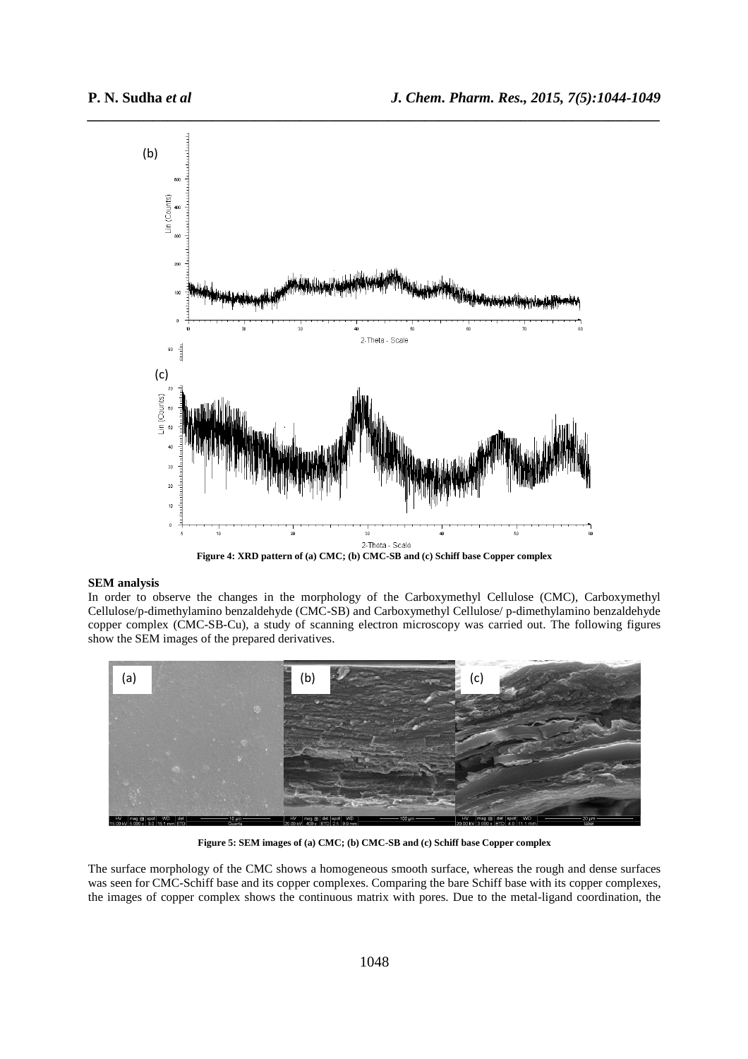Figure 4: XRD pattern of (a) CMC; (b) CMC-SB and (c) Schiff base Copper complex

## SEM analysis

In order to observe the changes in the morphology of the Carboxymethyl Cellulose (CMC), Carboxymethyl Cellulose/p-dimethylamino benzaldehyde (CMC-SB) and Carboxymethyl Cellulose/ p-dimethylamino benzaldehyde copper complex (CMC-SB-Cu), a study of scanning electron microscopy was carried out. The following figures show the SEM images of the prepared derivatives.

Figure 5: SEM images of (a) CMC; (b) CMC-SB and (c) Schiff base Copper complex

The surface morphology of the CMC shows a homogeneous smooth surface, whereas the rough and dense surfaces was seen for CMC-Schiff base and its copper complexes. Comparing the bare Schiff base with its copper complexes, the images of copper complex shows the continuous matrix with pores. Due to the metal-ligand coordination, the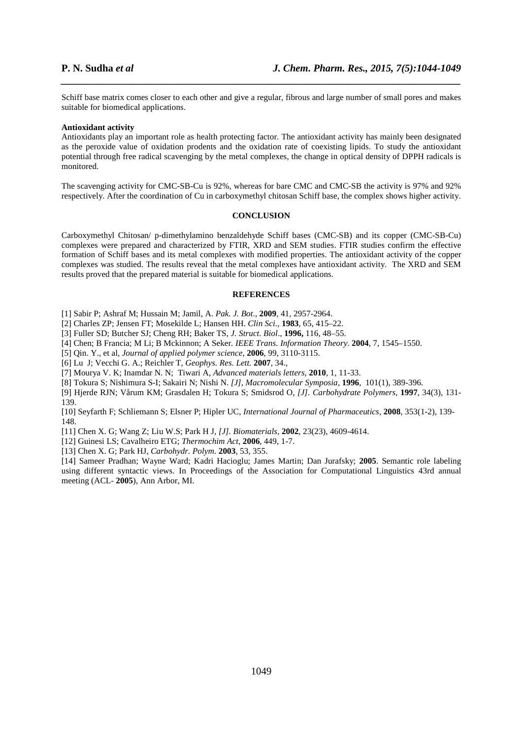Schiff base matrix comes closer to each other and give a regular, fibrous and large number of small pores and makes suitable for biomedical applications.

**Antioxidant activity**

Antioxidants play an important role as health protecting factor. The antioxidant activity has mainly been designated as the peroxide value of oxidation prodents and the oxidation rate of coexisting lipids. To study the antioxidant potential through free radical scavenging by the metal complexes, the change in optical density of DPPH radicals is monitored.

The scavenging activity for CMC-SB-Cu is 92%, whereas for bare CMC and CMC-SB the activity is 97% and 92% respectively. After the coordination of Cu in carboxymethyl chitosan Schiff base, the complex shows higher activity.

## CONCLUSION

Carboxymethyl Chitosan/ p-dimethylamino benzaldehyde Schiff bases (CMC-SB) and its copper (CMC-SB-Cu) complexes were prepared and characterized by FTIR, XRD and SEM studies. FTIR studies confirm the effective formation of Schiff bases and its metal complexes with modified properties. The antioxidant activity of the copper complexes was studied. The results reveal that the metal complexes have antioxidant activity. The XRD and SEM results proved that the prepared material is suitable for biomedical applications.

## REFERENCES

[1] Sabir P; Ashraf M; Hussain M; Jamil, A. *Pak. J. Bot*., **2009**, 41, 2957-2964.

[2] Charles ZP; Jensen FT; Mosekilde L; Hansen HH. *Clin Sci*., **1983**, 65, 415–22.

[3] Fuller SD; Butcher SJ; Cheng RH; Baker TS, *J. Struct. Biol*., **1996,** 116, 48–55.

[4] Chen; B Francia; M Li; B Mckinnon; A Seker. *IEEE Trans. Information Theory*. **2004**, 7, 1545–1550.

[5] Qin. Y., et al, *Journal of applied polymer science*, **2006**, 99, 3110-3115.

[6] Lu J; Vecchi G. A.; Reichler T, *Geophys. Res. Lett.* **2007**, 34.,

[7] Mourya V. K; Inamdar N. N; Tiwari A, *Advanced materials letters*, **2010**, 1, 11-33.

[8] Tokura S; Nishimura S-I; Sakairi N; Nishi N. *[J], Macromolecular Symposia*, **1996**, 101(1), 389-396.

[9] Hjerde RJN; Vårum KM; Grasdalen H; Tokura S; Smidsrod O, *[J]. Carbohydrate Polymers*, **1997**, 34(3), 131-139.

[10] Seyfarth F; Schliemann S; Elsner P; Hipler UC, *International Journal of Pharmaceutics*, **2008**, 353(1-2), 139-148.

[11] Chen X. G; Wang Z; Liu W.S; Park H J, *[J]. Biomaterials*, **2002**, 23(23), 4609-4614.

[12] Guinesi LS; Cavalheiro ETG; *Thermochim Act*, **2006**, 449, 1-7.

[13] Chen X. G; Park HJ, *Carbohydr. Polym*. **2003**, 53, 355.

[14] Sameer Pradhan; Wayne Ward; Kadri Hacioglu; James Martin; Dan Jurafsky; **2005**. Semantic role labeling using different syntactic views. In Proceedings of the Association for Computational Linguistics 43rd annual meeting (ACL- **2005**), Ann Arbor, MI.